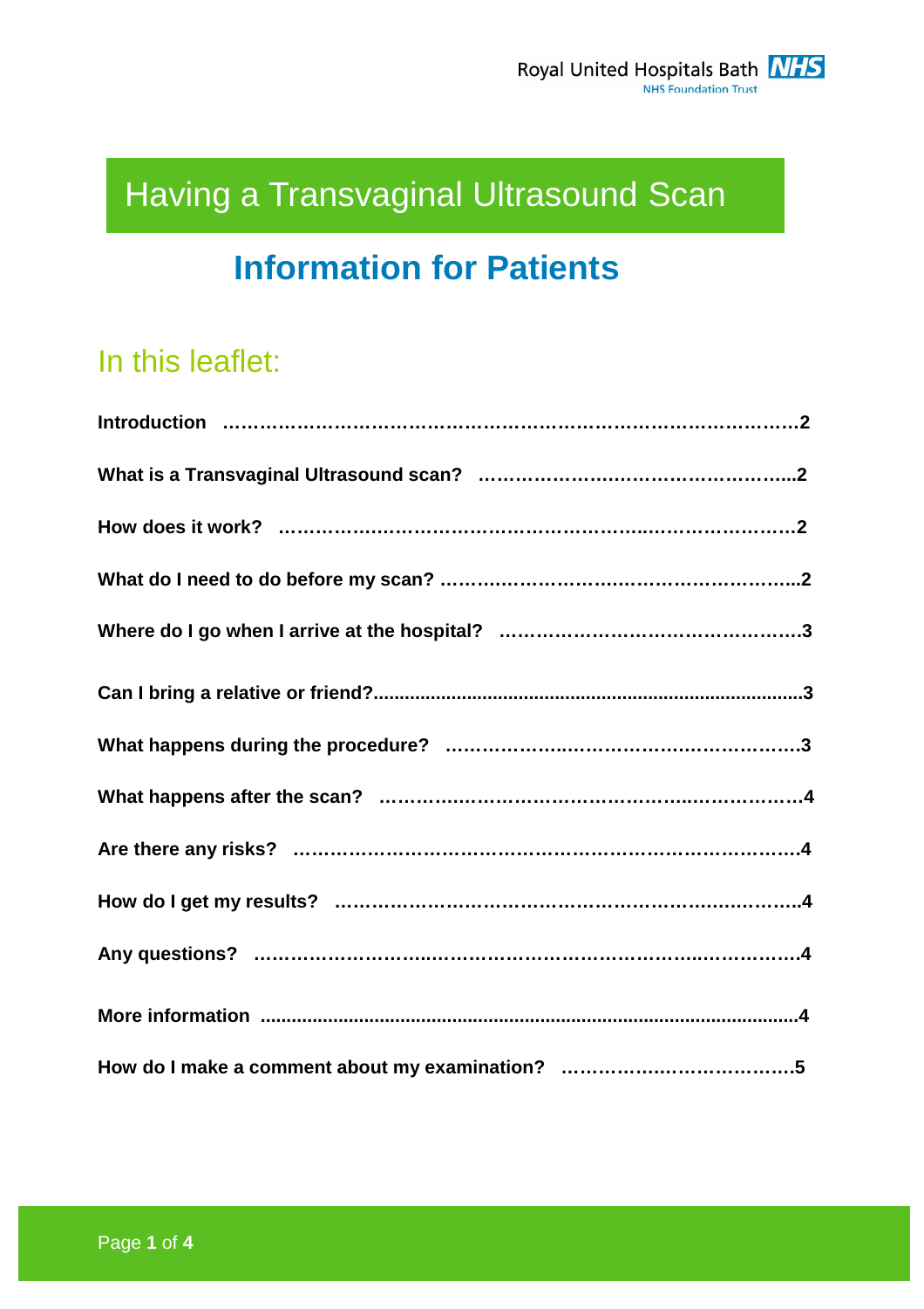Royal United Hospitals Bath NHS Foundation Trust

# Having a Transvaginal Ultrasound Scan

## Information for Patients

### In this leaflet:

**Introduction ……………………………………………………………………………….2**

**What is a Transvaginal Ultrasound scan? ……………………………………………...2**

**How does it work? ……………………………………………………………………….2**

**What do I need to do before my scan? ……………………………………………….2**

**Where do I go when I arrive at the hospital? ………………………………………….3**

**Can I bring a relative or friend?.................................................................................3**

**What happens during the procedure? ……………………………………………….3**

**What happens after the scan? ………………………………………………………….4**

**Are there any risks? ……………………………………………………………………….4**

**How do I get my results? ……………………………………………………………….4**

**Any questions? ……………………………………………………………………………4**

**More information ........................................................................................................4**

**How do I make a comment about my examination? ………………………………….5**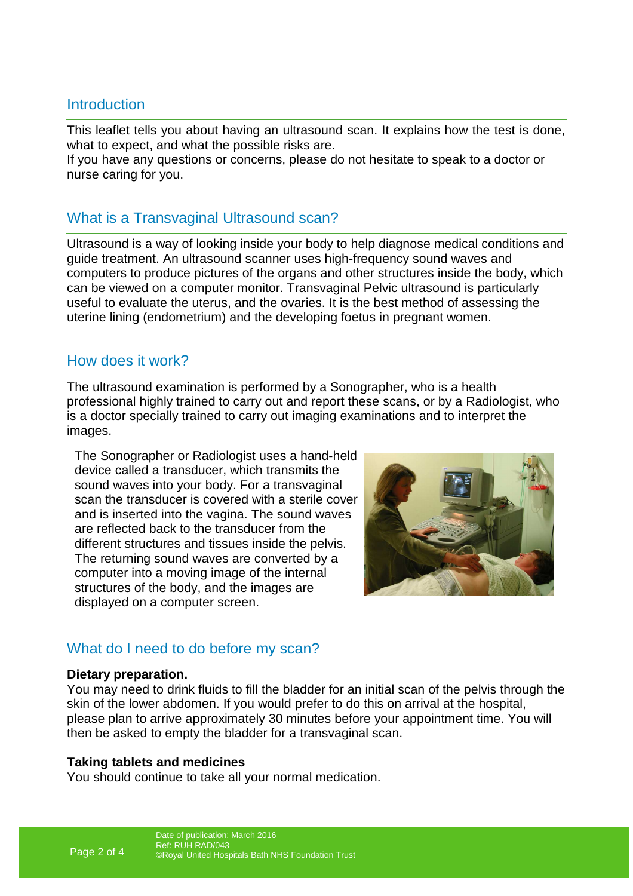## Introduction

This leaflet tells you about having an ultrasound scan. It explains how the test is done, what to expect, and what the possible risks are.
If you have any questions or concerns, please do not hesitate to speak to a doctor or nurse caring for you.

## What is a Transvaginal Ultrasound scan?

Ultrasound is a way of looking inside your body to help diagnose medical conditions and guide treatment. An ultrasound scanner uses high-frequency sound waves and computers to produce pictures of the organs and other structures inside the body, which can be viewed on a computer monitor. Transvaginal Pelvic ultrasound is particularly useful to evaluate the uterus, and the ovaries. It is the best method of assessing the uterine lining (endometrium) and the developing foetus in pregnant women.

## How does it work?

The ultrasound examination is performed by a Sonographer, who is a health professional highly trained to carry out and report these scans, or by a Radiologist, who is a doctor specially trained to carry out imaging examinations and to interpret the images.

The Sonographer or Radiologist uses a hand-held device called a transducer, which transmits the sound waves into your body. For a transvaginal scan the transducer is covered with a sterile cover and is inserted into the vagina. The sound waves are reflected back to the transducer from the different structures and tissues inside the pelvis. The returning sound waves are converted by a computer into a moving image of the internal structures of the body, and the images are displayed on a computer screen.

## What do I need to do before my scan?

**Dietary preparation.**
You may need to drink fluids to fill the bladder for an initial scan of the pelvis through the skin of the lower abdomen. If you would prefer to do this on arrival at the hospital, please plan to arrive approximately 30 minutes before your appointment time. You will then be asked to empty the bladder for a transvaginal scan.

**Taking tablets and medicines**
You should continue to take all your normal medication.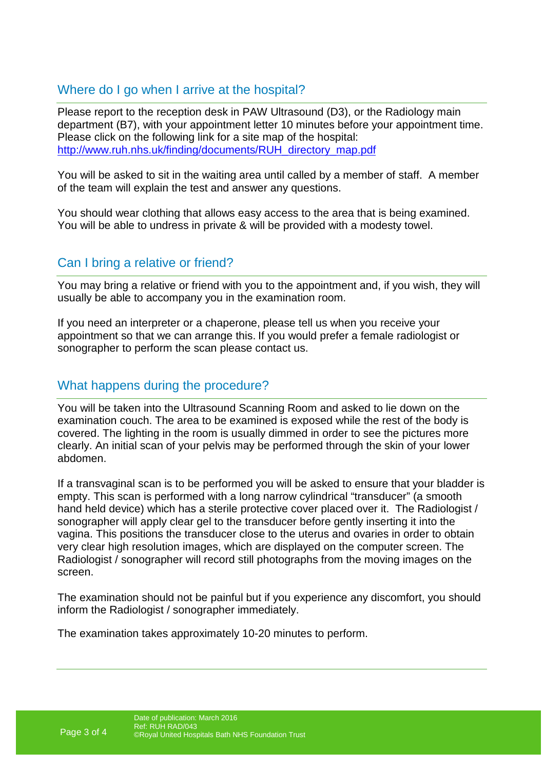## Where do I go when I arrive at the hospital?

Please report to the reception desk in PAW Ultrasound (D3), or the Radiology main department (B7), with your appointment letter 10 minutes before your appointment time. Please click on the following link for a site map of the hospital:
http://www.ruh.nhs.uk/finding/documents/RUH_directory_map.pdf

You will be asked to sit in the waiting area until called by a member of staff. A member of the team will explain the test and answer any questions.

You should wear clothing that allows easy access to the area that is being examined. You will be able to undress in private & will be provided with a modesty towel.

## Can I bring a relative or friend?

You may bring a relative or friend with you to the appointment and, if you wish, they will usually be able to accompany you in the examination room.

If you need an interpreter or a chaperone, please tell us when you receive your appointment so that we can arrange this. If you would prefer a female radiologist or sonographer to perform the scan please contact us.

## What happens during the procedure?

You will be taken into the Ultrasound Scanning Room and asked to lie down on the examination couch. The area to be examined is exposed while the rest of the body is covered. The lighting in the room is usually dimmed in order to see the pictures more clearly. An initial scan of your pelvis may be performed through the skin of your lower abdomen.

If a transvaginal scan is to be performed you will be asked to ensure that your bladder is empty. This scan is performed with a long narrow cylindrical “transducer” (a smooth hand held device) which has a sterile protective cover placed over it. The Radiologist / sonographer will apply clear gel to the transducer before gently inserting it into the vagina. This positions the transducer close to the uterus and ovaries in order to obtain very clear high resolution images, which are displayed on the computer screen. The Radiologist / sonographer will record still photographs from the moving images on the screen.

The examination should not be painful but if you experience any discomfort, you should inform the Radiologist / sonographer immediately.

The examination takes approximately 10-20 minutes to perform.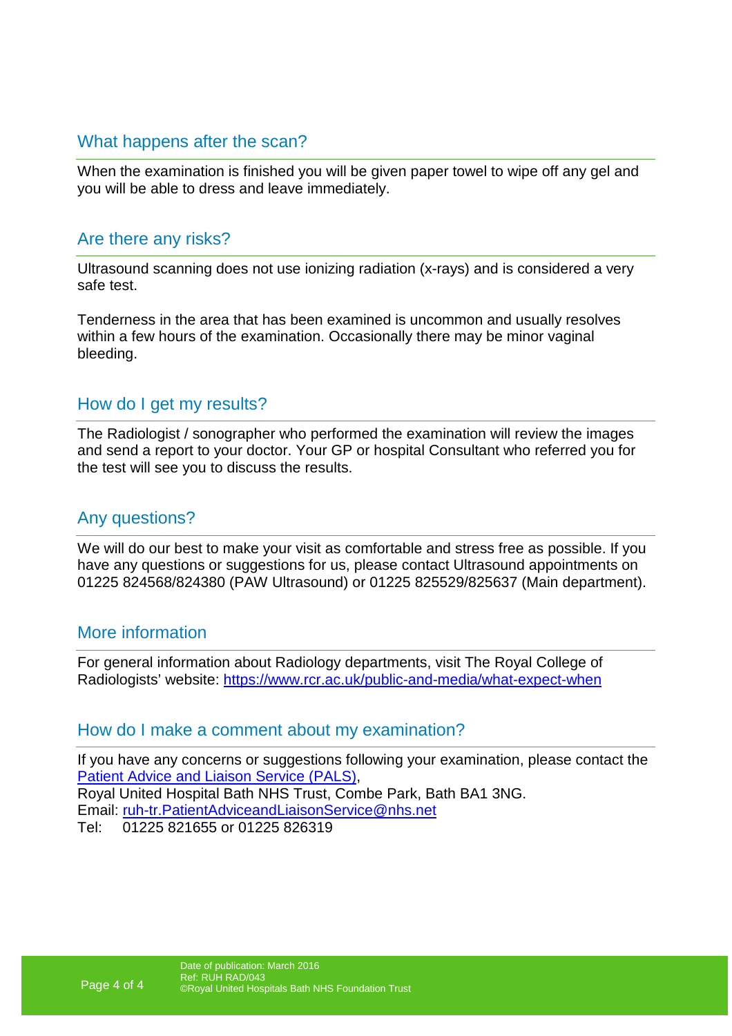## What happens after the scan?

When the examination is finished you will be given paper towel to wipe off any gel and you will be able to dress and leave immediately.

## Are there any risks?

Ultrasound scanning does not use ionizing radiation (x-rays) and is considered a very safe test.

Tenderness in the area that has been examined is uncommon and usually resolves within a few hours of the examination. Occasionally there may be minor vaginal bleeding.

## How do I get my results?

The Radiologist / sonographer who performed the examination will review the images and send a report to your doctor. Your GP or hospital Consultant who referred you for the test will see you to discuss the results.

## Any questions?

We will do our best to make your visit as comfortable and stress free as possible. If you have any questions or suggestions for us, please contact Ultrasound appointments on 01225 824568/824380 (PAW Ultrasound) or 01225 825529/825637 (Main department).

## More information

For general information about Radiology departments, visit The Royal College of Radiologists' website: https://www.rcr.ac.uk/public-and-media/what-expect-when

## How do I make a comment about my examination?

If you have any concerns or suggestions following your examination, please contact the Patient Advice and Liaison Service (PALS),
Royal United Hospital Bath NHS Trust, Combe Park, Bath BA1 3NG.
Email: ruh-tr.PatientAdviceandLiaisonService@nhs.net
Tel: 01225 821655 or 01225 826319

Date of publication: March 2016
Ref: RUH RAD/043
©Royal United Hospitals Bath NHS Foundation Trust